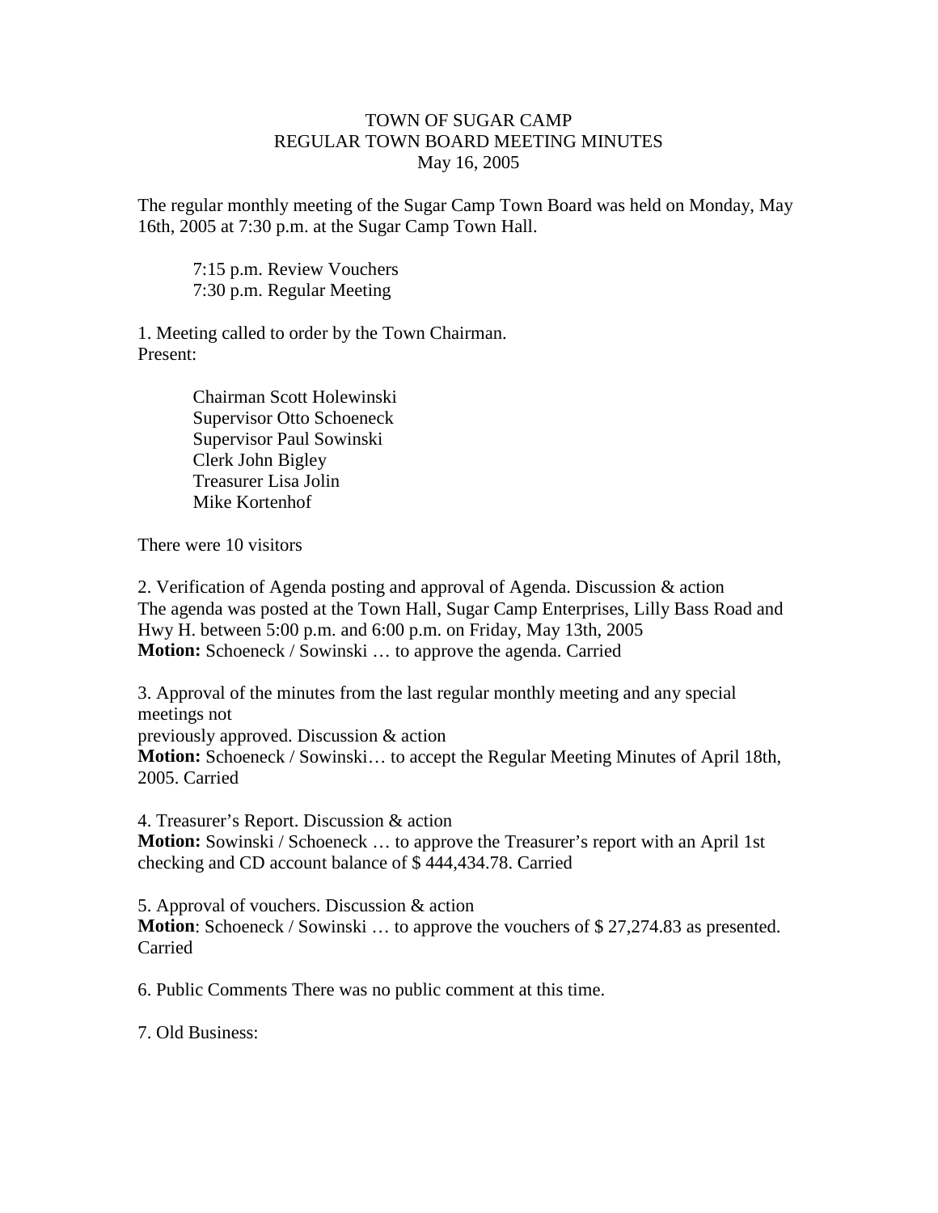# TOWN OF SUGAR CAMP
## REGULAR TOWN BOARD MEETING MINUTES
### May 16, 2005

The regular monthly meeting of the Sugar Camp Town Board was held on Monday, May 16th, 2005 at 7:30 p.m. at the Sugar Camp Town Hall.

7:15 p.m. Review Vouchers
7:30 p.m. Regular Meeting

1. Meeting called to order by the Town Chairman.
Present:

Chairman Scott Holewinski
Supervisor Otto Schoeneck
Supervisor Paul Sowinski
Clerk John Bigley
Treasurer Lisa Jolin
Mike Kortenhof

There were 10 visitors

2. Verification of Agenda posting and approval of Agenda. Discussion & action
The agenda was posted at the Town Hall, Sugar Camp Enterprises, Lilly Bass Road and Hwy H. between 5:00 p.m. and 6:00 p.m. on Friday, May 13th, 2005
**Motion:** Schoeneck / Sowinski … to approve the agenda. Carried

3. Approval of the minutes from the last regular monthly meeting and any special meetings not
previously approved. Discussion & action
**Motion:** Schoeneck / Sowinski… to accept the Regular Meeting Minutes of April 18th, 2005. Carried

4. Treasurer's Report. Discussion & action
**Motion:** Sowinski / Schoeneck … to approve the Treasurer's report with an April 1st checking and CD account balance of $ 444,434.78. Carried

5. Approval of vouchers. Discussion & action
**Motion**: Schoeneck / Sowinski … to approve the vouchers of $ 27,274.83 as presented. Carried

6. Public Comments There was no public comment at this time.

7. Old Business: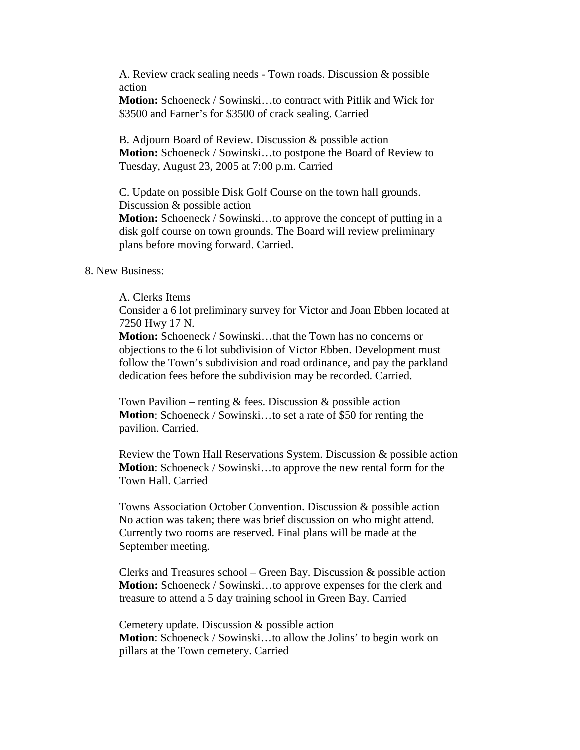A. Review crack sealing needs - Town roads. Discussion & possible action
**Motion:** Schoeneck / Sowinski…to contract with Pitlik and Wick for $3500 and Farner's for $3500 of crack sealing. Carried

B. Adjourn Board of Review. Discussion & possible action
**Motion:** Schoeneck / Sowinski…to postpone the Board of Review to Tuesday, August 23, 2005 at 7:00 p.m. Carried

C. Update on possible Disk Golf Course on the town hall grounds. Discussion & possible action
**Motion:** Schoeneck / Sowinski…to approve the concept of putting in a disk golf course on town grounds. The Board will review preliminary plans before moving forward. Carried.

8. New Business:

A. Clerks Items
Consider a 6 lot preliminary survey for Victor and Joan Ebben located at 7250 Hwy 17 N.
**Motion:** Schoeneck / Sowinski…that the Town has no concerns or objections to the 6 lot subdivision of Victor Ebben. Development must follow the Town's subdivision and road ordinance, and pay the parkland dedication fees before the subdivision may be recorded. Carried.

Town Pavilion – renting & fees. Discussion & possible action
**Motion**: Schoeneck / Sowinski…to set a rate of $50 for renting the pavilion. Carried.

Review the Town Hall Reservations System. Discussion & possible action
**Motion**: Schoeneck / Sowinski…to approve the new rental form for the Town Hall. Carried

Towns Association October Convention. Discussion & possible action
No action was taken; there was brief discussion on who might attend. Currently two rooms are reserved. Final plans will be made at the September meeting.

Clerks and Treasures school – Green Bay. Discussion & possible action
**Motion:** Schoeneck / Sowinski…to approve expenses for the clerk and treasure to attend a 5 day training school in Green Bay. Carried

Cemetery update. Discussion & possible action
**Motion**: Schoeneck / Sowinski…to allow the Jolins' to begin work on pillars at the Town cemetery. Carried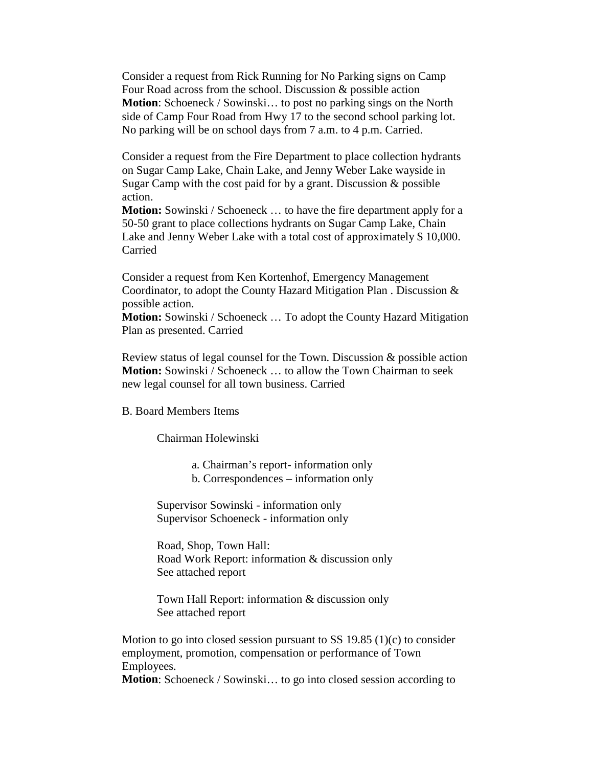Consider a request from Rick Running for No Parking signs on Camp Four Road across from the school. Discussion & possible action
**Motion**: Schoeneck / Sowinski… to post no parking sings on the North side of Camp Four Road from Hwy 17 to the second school parking lot. No parking will be on school days from 7 a.m. to 4 p.m. Carried.

Consider a request from the Fire Department to place collection hydrants on Sugar Camp Lake, Chain Lake, and Jenny Weber Lake wayside in Sugar Camp with the cost paid for by a grant. Discussion & possible action.
**Motion:** Sowinski / Schoeneck … to have the fire department apply for a 50-50 grant to place collections hydrants on Sugar Camp Lake, Chain Lake and Jenny Weber Lake with a total cost of approximately $ 10,000. Carried

Consider a request from Ken Kortenhof, Emergency Management Coordinator, to adopt the County Hazard Mitigation Plan . Discussion & possible action.
**Motion:** Sowinski / Schoeneck … To adopt the County Hazard Mitigation Plan as presented. Carried

Review status of legal counsel for the Town. Discussion & possible action
**Motion:** Sowinski / Schoeneck … to allow the Town Chairman to seek new legal counsel for all town business. Carried

B. Board Members Items

Chairman Holewinski

a. Chairman's report- information only
b. Correspondences – information only

Supervisor Sowinski - information only
Supervisor Schoeneck - information only

Road, Shop, Town Hall:
Road Work Report: information & discussion only
See attached report

Town Hall Report: information & discussion only
See attached report

Motion to go into closed session pursuant to SS 19.85 (1)(c) to consider employment, promotion, compensation or performance of Town Employees.
**Motion**: Schoeneck / Sowinski… to go into closed session according to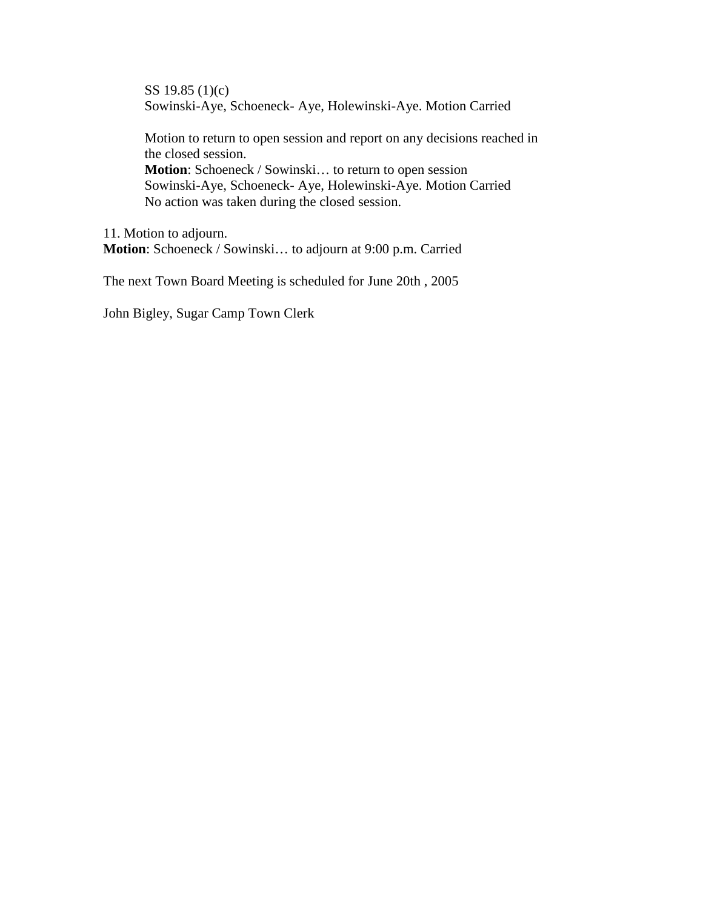SS 19.85 (1)(c)
Sowinski-Aye, Schoeneck- Aye, Holewinski-Aye. Motion Carried

Motion to return to open session and report on any decisions reached in the closed session.
**Motion**: Schoeneck / Sowinski… to return to open session
Sowinski-Aye, Schoeneck- Aye, Holewinski-Aye. Motion Carried
No action was taken during the closed session.

11. Motion to adjourn.
**Motion**: Schoeneck / Sowinski… to adjourn at 9:00 p.m. Carried

The next Town Board Meeting is scheduled for June 20th , 2005

John Bigley, Sugar Camp Town Clerk